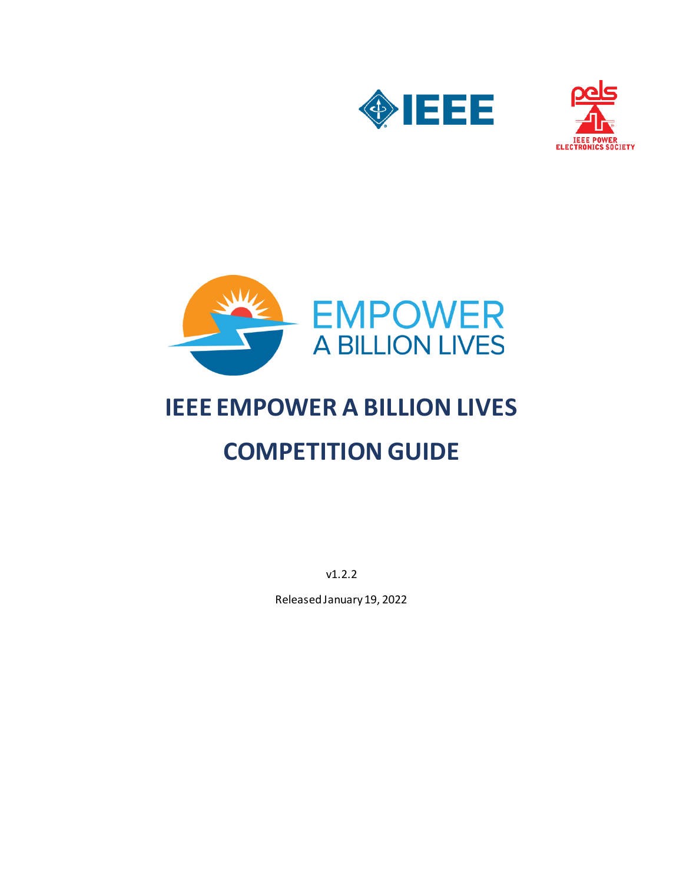# IEEE EMPOWER A BILLION LIVES

# COMPETITION GUIDE

v1.2.2

Released January 19, 2022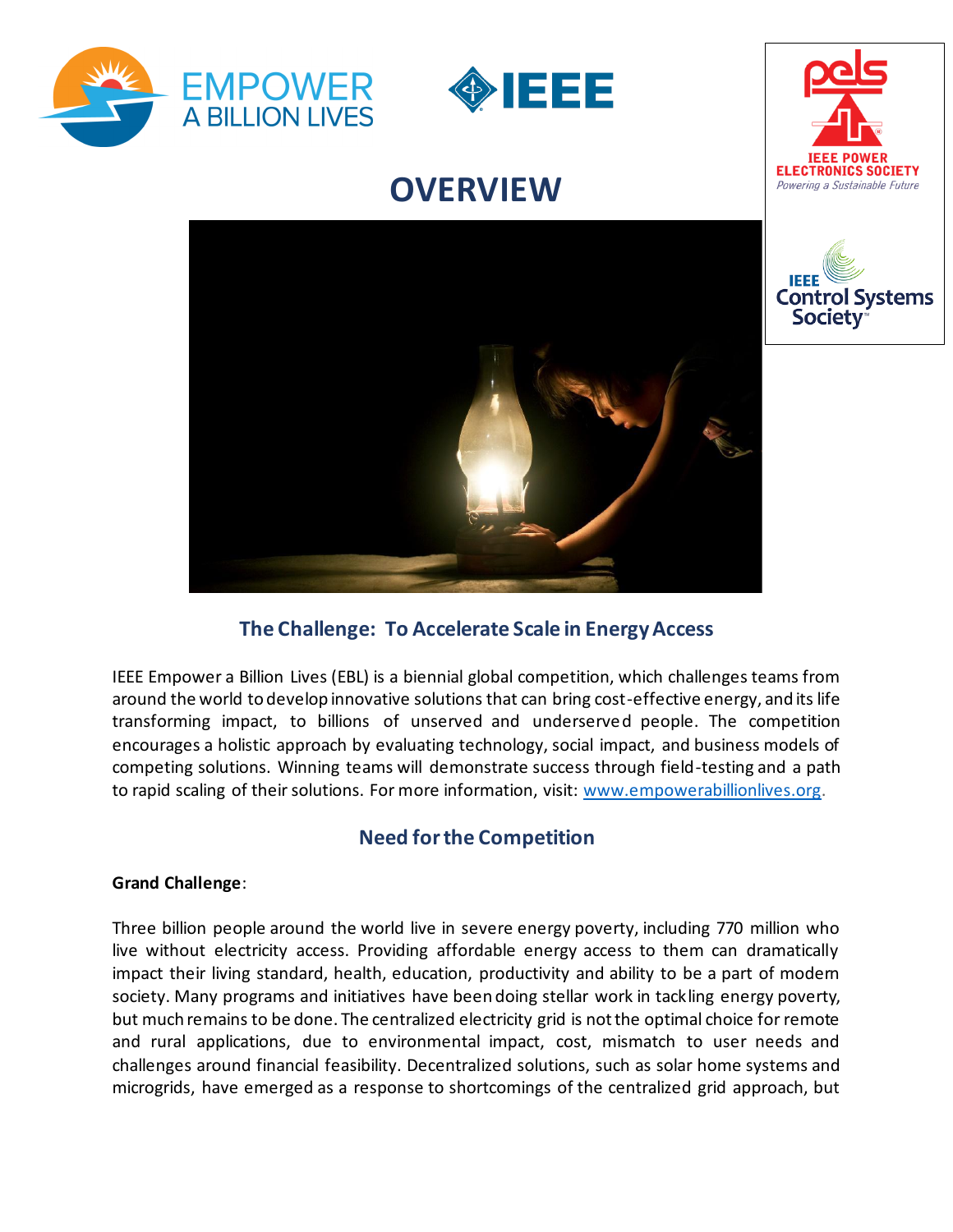# OVERVIEW

## The Challenge: To Accelerate Scale in Energy Access

IEEE Empower a Billion Lives (EBL) is a biennial global competition, which challenges teams from around the world to develop innovative solutions that can bring cost-effective energy, and its life transforming impact, to billions of unserved and underserved people. The competition encourages a holistic approach by evaluating technology, social impact, and business models of competing solutions. Winning teams will demonstrate success through field-testing and a path to rapid scaling of their solutions. For more information, visit: [www.empowerabillionlives.org](http://www.empowerabillionlives.org).

## Need for the Competition

**Grand Challenge**:

Three billion people around the world live in severe energy poverty, including 770 million who live without electricity access. Providing affordable energy access to them can dramatically impact their living standard, health, education, productivity and ability to be a part of modern society. Many programs and initiatives have been doing stellar work in tackling energy poverty, but much remains to be done. The centralized electricity grid is not the optimal choice for remote and rural applications, due to environmental impact, cost, mismatch to user needs and challenges around financial feasibility. Decentralized solutions, such as solar home systems and microgrids, have emerged as a response to shortcomings of the centralized grid approach, but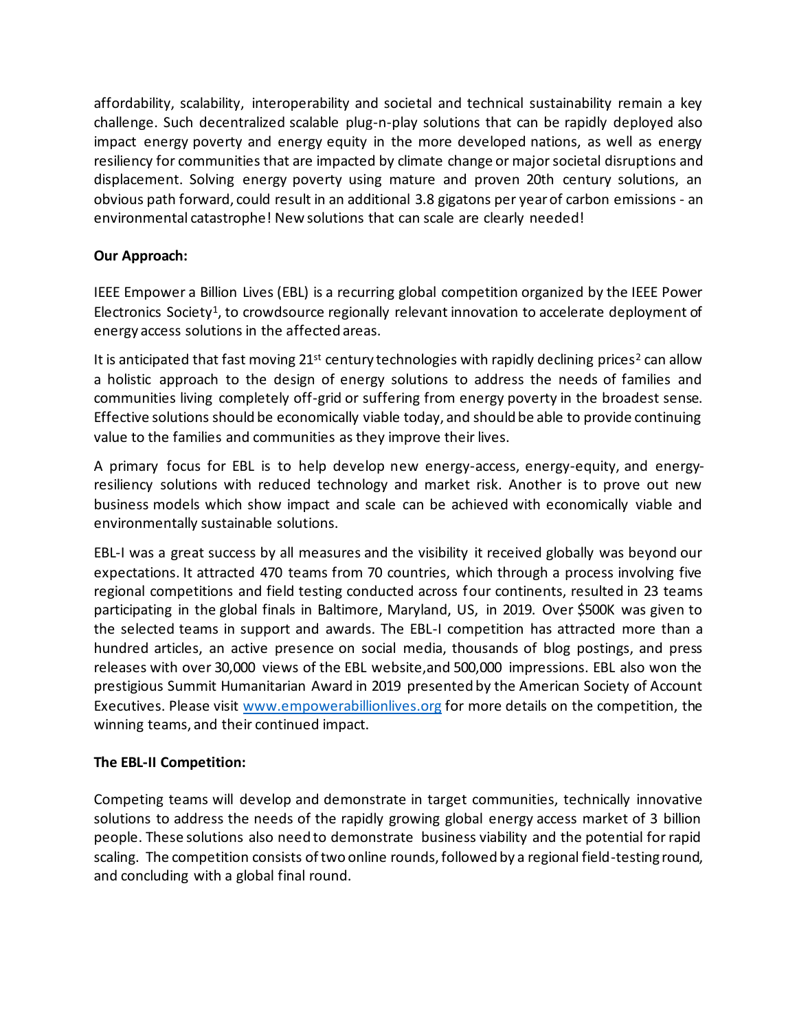affordability, scalability, interoperability and societal and technical sustainability remain a key challenge. Such decentralized scalable plug-n-play solutions that can be rapidly deployed also impact energy poverty and energy equity in the more developed nations, as well as energy resiliency for communities that are impacted by climate change or major societal disruptions and displacement. Solving energy poverty using mature and proven 20th century solutions, an obvious path forward, could result in an additional 3.8 gigatons per year of carbon emissions - an environmental catastrophe! New solutions that can scale are clearly needed!

**Our Approach:**

IEEE Empower a Billion Lives (EBL) is a recurring global competition organized by the IEEE Power Electronics Society[1], to crowdsource regionally relevant innovation to accelerate deployment of energy access solutions in the affected areas.

It is anticipated that fast moving 21st century technologies with rapidly declining prices[2] can allow a holistic approach to the design of energy solutions to address the needs of families and communities living completely off-grid or suffering from energy poverty in the broadest sense. Effective solutions should be economically viable today, and should be able to provide continuing value to the families and communities as they improve their lives.

A primary focus for EBL is to help develop new energy-access, energy-equity, and energy-resiliency solutions with reduced technology and market risk. Another is to prove out new business models which show impact and scale can be achieved with economically viable and environmentally sustainable solutions.

EBL-I was a great success by all measures and the visibility it received globally was beyond our expectations. It attracted 470 teams from 70 countries, which through a process involving five regional competitions and field testing conducted across four continents, resulted in 23 teams participating in the global finals in Baltimore, Maryland, US, in 2019. Over $500K was given to the selected teams in support and awards. The EBL-I competition has attracted more than a hundred articles, an active presence on social media, thousands of blog postings, and press releases with over 30,000 views of the EBL website, and 500,000 impressions. EBL also won the prestigious Summit Humanitarian Award in 2019 presented by the American Society of Account Executives. Please visit [www.empowerabillionlives.org](http://www.empowerabillionlives.org) for more details on the competition, the winning teams, and their continued impact.

**The EBL-II Competition:**

Competing teams will develop and demonstrate in target communities, technically innovative solutions to address the needs of the rapidly growing global energy access market of 3 billion people. These solutions also need to demonstrate business viability and the potential for rapid scaling. The competition consists of two online rounds, followed by a regional field-testing round, and concluding with a global final round.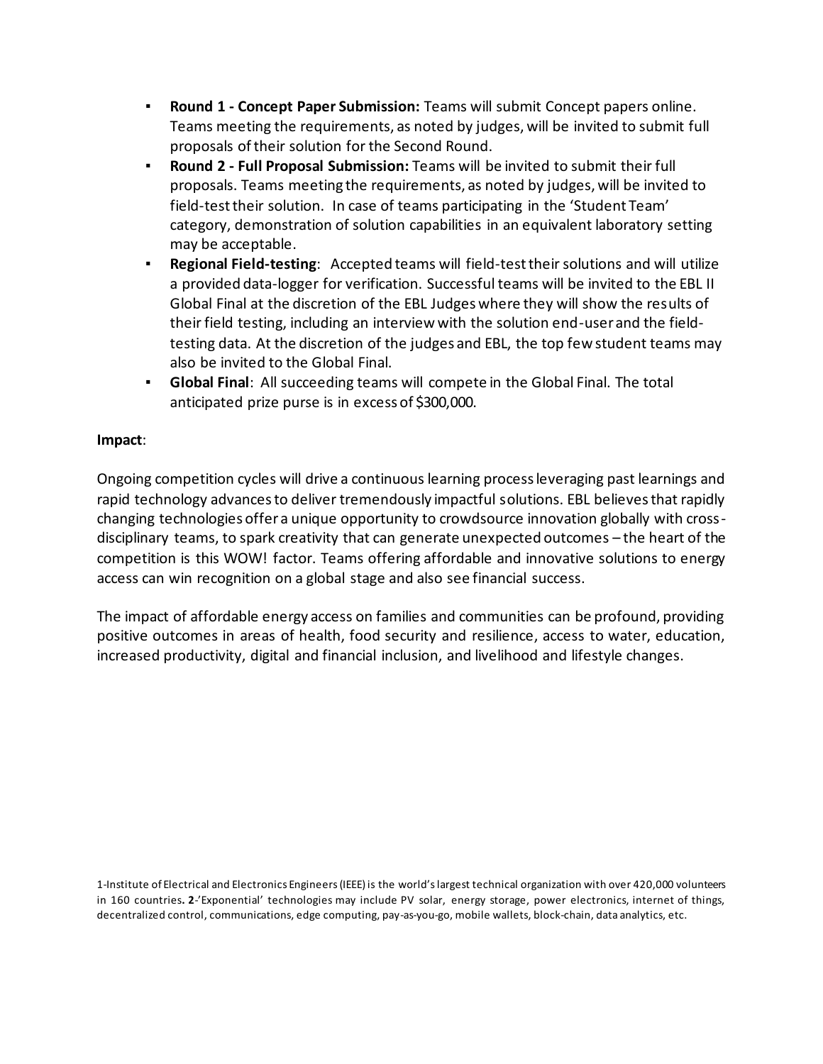- **Round 1 - Concept Paper Submission:** Teams will submit Concept papers online. Teams meeting the requirements, as noted by judges, will be invited to submit full proposals of their solution for the Second Round.
- **Round 2 - Full Proposal Submission:** Teams will be invited to submit their full proposals. Teams meeting the requirements, as noted by judges, will be invited to field-test their solution. In case of teams participating in the 'Student Team' category, demonstration of solution capabilities in an equivalent laboratory setting may be acceptable.
- **Regional Field-testing**: Accepted teams will field-test their solutions and will utilize a provided data-logger for verification. Successful teams will be invited to the EBL II Global Final at the discretion of the EBL Judges where they will show the results of their field testing, including an interview with the solution end-user and the field-testing data. At the discretion of the judges and EBL, the top few student teams may also be invited to the Global Final.
- **Global Final**: All succeeding teams will compete in the Global Final. The total anticipated prize purse is in excess of $300,000.

**Impact**:

Ongoing competition cycles will drive a continuous learning process leveraging past learnings and rapid technology advances to deliver tremendously impactful solutions. EBL believes that rapidly changing technologies offer a unique opportunity to crowdsource innovation globally with cross-disciplinary teams, to spark creativity that can generate unexpected outcomes – the heart of the competition is this WOW! factor. Teams offering affordable and innovative solutions to energy access can win recognition on a global stage and also see financial success.

The impact of affordable energy access on families and communities can be profound, providing positive outcomes in areas of health, food security and resilience, access to water, education, increased productivity, digital and financial inclusion, and livelihood and lifestyle changes.

1-Institute of Electrical and Electronics Engineers (IEEE) is the world's largest technical organization with over 420,000 volunteers in 160 countries. **2**-'Exponential' technologies may include PV solar, energy storage, power electronics, internet of things, decentralized control, communications, edge computing, pay-as-you-go, mobile wallets, block-chain, data analytics, etc.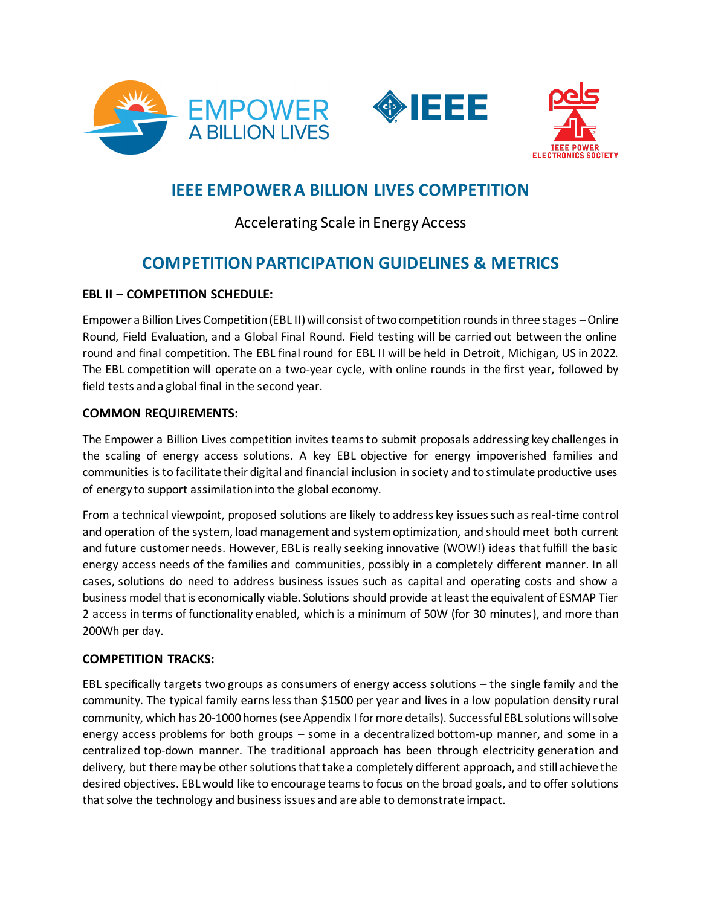# IEEE EMPOWER A BILLION LIVES COMPETITION

Accelerating Scale in Energy Access

## COMPETITION PARTICIPATION GUIDELINES & METRICS

### EBL II – COMPETITION SCHEDULE:

Empower a Billion Lives Competition (EBL II) will consist of two competition rounds in three stages – Online Round, Field Evaluation, and a Global Final Round. Field testing will be carried out between the online round and final competition. The EBL final round for EBL II will be held in Detroit, Michigan, US in 2022. The EBL competition will operate on a two-year cycle, with online rounds in the first year, followed by field tests and a global final in the second year.

### COMMON REQUIREMENTS:

The Empower a Billion Lives competition invites teams to submit proposals addressing key challenges in the scaling of energy access solutions. A key EBL objective for energy impoverished families and communities is to facilitate their digital and financial inclusion in society and to stimulate productive uses of energy to support assimilation into the global economy.

From a technical viewpoint, proposed solutions are likely to address key issues such as real-time control and operation of the system, load management and system optimization, and should meet both current and future customer needs. However, EBL is really seeking innovative (WOW!) ideas that fulfill the basic energy access needs of the families and communities, possibly in a completely different manner. In all cases, solutions do need to address business issues such as capital and operating costs and show a business model that is economically viable. Solutions should provide at least the equivalent of ESMAP Tier 2 access in terms of functionality enabled, which is a minimum of 50W (for 30 minutes), and more than 200Wh per day.

### COMPETITION TRACKS:

EBL specifically targets two groups as consumers of energy access solutions – the single family and the community. The typical family earns less than $1500 per year and lives in a low population density rural community, which has 20-1000 homes (see Appendix I for more details). Successful EBL solutions will solve energy access problems for both groups – some in a decentralized bottom-up manner, and some in a centralized top-down manner. The traditional approach has been through electricity generation and delivery, but there may be other solutions that take a completely different approach, and still achieve the desired objectives. EBL would like to encourage teams to focus on the broad goals, and to offer solutions that solve the technology and business issues and are able to demonstrate impact.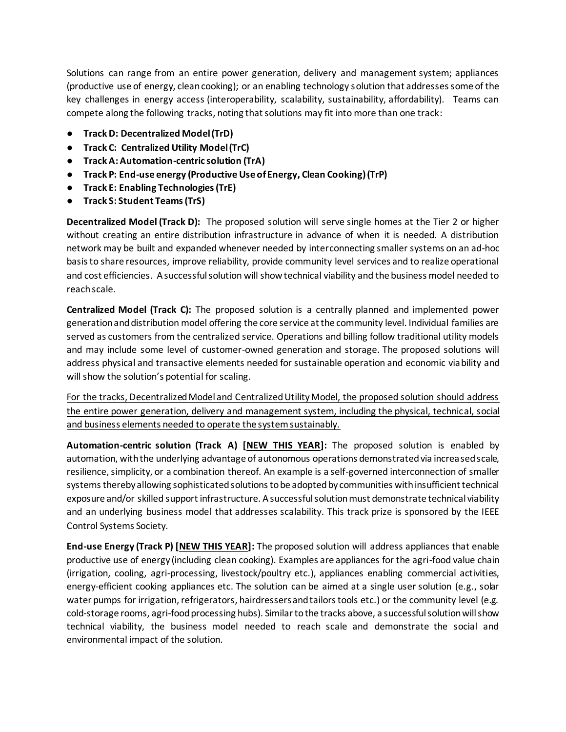Solutions can range from an entire power generation, delivery and management system; appliances (productive use of energy, clean cooking); or an enabling technology solution that addresses some of the key challenges in energy access (interoperability, scalability, sustainability, affordability). Teams can compete along the following tracks, noting that solutions may fit into more than one track:

- **Track D: Decentralized Model (TrD)**
- **Track C: Centralized Utility Model (TrC)**
- **Track A: Automation-centric solution (TrA)**
- **Track P: End-use energy (Productive Use of Energy, Clean Cooking) (TrP)**
- **Track E: Enabling Technologies (TrE)**
- **Track S: Student Teams (TrS)**

**Decentralized Model (Track D):** The proposed solution will serve single homes at the Tier 2 or higher without creating an entire distribution infrastructure in advance of when it is needed. A distribution network may be built and expanded whenever needed by interconnecting smaller systems on an ad-hoc basis to share resources, improve reliability, provide community level services and to realize operational and cost efficiencies. A successful solution will show technical viability and the business model needed to reach scale.

**Centralized Model (Track C):** The proposed solution is a centrally planned and implemented power generation and distribution model offering the core service at the community level. Individual families are served as customers from the centralized service. Operations and billing follow traditional utility models and may include some level of customer-owned generation and storage. The proposed solutions will address physical and transactive elements needed for sustainable operation and economic viability and will show the solution's potential for scaling.

<u>For the tracks, Decentralized Model and Centralized Utility Model, the proposed solution should address the entire power generation, delivery and management system, including the physical, technical, social and business elements needed to operate the system sustainably.</u>

**Automation-centric solution (Track A) [<u>NEW THIS YEAR</u>]:** The proposed solution is enabled by automation, with the underlying advantage of autonomous operations demonstrated via increased scale, resilience, simplicity, or a combination thereof. An example is a self-governed interconnection of smaller systems thereby allowing sophisticated solutions to be adopted by communities with insufficient technical exposure and/or skilled support infrastructure. A successful solution must demonstrate technical viability and an underlying business model that addresses scalability. This track prize is sponsored by the IEEE Control Systems Society.

**End-use Energy (Track P) [<u>NEW THIS YEAR</u>]:** The proposed solution will address appliances that enable productive use of energy (including clean cooking). Examples are appliances for the agri-food value chain (irrigation, cooling, agri-processing, livestock/poultry etc.), appliances enabling commercial activities, energy-efficient cooking appliances etc. The solution can be aimed at a single user solution (e.g., solar water pumps for irrigation, refrigerators, hairdressers and tailors tools etc.) or the community level (e.g. cold-storage rooms, agri-food processing hubs). Similar to the tracks above, a successful solution will show technical viability, the business model needed to reach scale and demonstrate the social and environmental impact of the solution.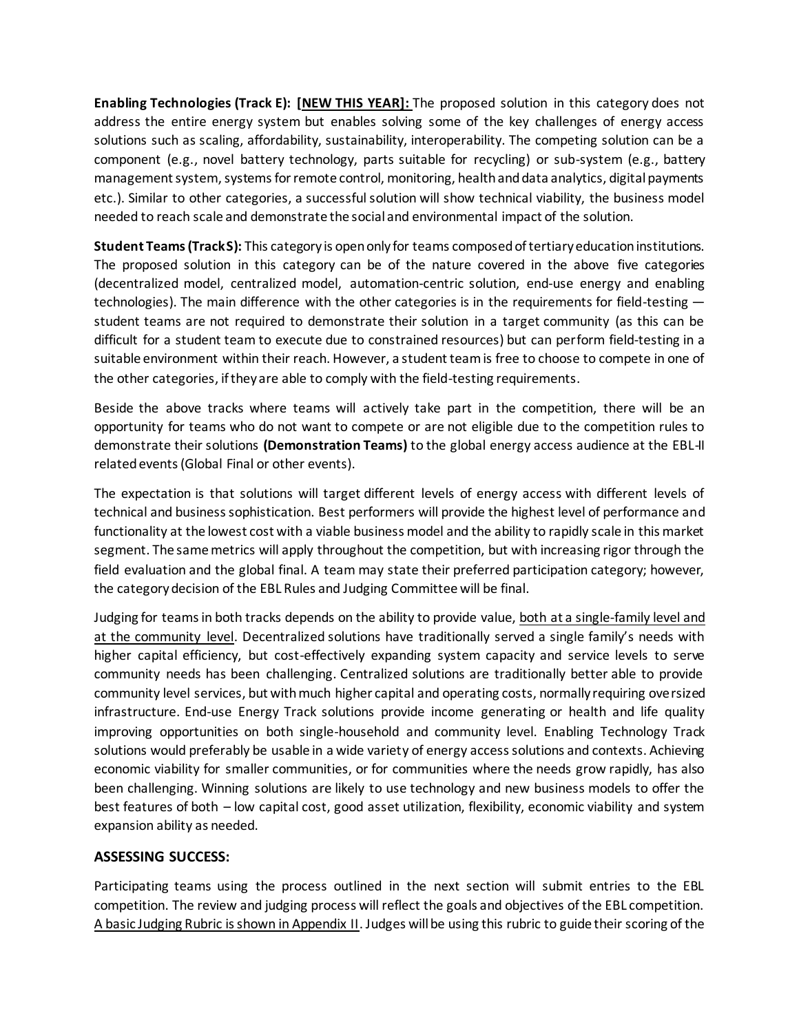**Enabling Technologies (Track E): <u>[NEW THIS YEAR]:</u>** The proposed solution in this category does not address the entire energy system but enables solving some of the key challenges of energy access solutions such as scaling, affordability, sustainability, interoperability. The competing solution can be a component (e.g., novel battery technology, parts suitable for recycling) or sub-system (e.g., battery management system, systems for remote control, monitoring, health and data analytics, digital payments etc.). Similar to other categories, a successful solution will show technical viability, the business model needed to reach scale and demonstrate the social and environmental impact of the solution.

**Student Teams (Track S):** This category is open only for teams composed of tertiary education institutions. The proposed solution in this category can be of the nature covered in the above five categories (decentralized model, centralized model, automation-centric solution, end-use energy and enabling technologies). The main difference with the other categories is in the requirements for field-testing — student teams are not required to demonstrate their solution in a target community (as this can be difficult for a student team to execute due to constrained resources) but can perform field-testing in a suitable environment within their reach. However, a student team is free to choose to compete in one of the other categories, if they are able to comply with the field-testing requirements.

Beside the above tracks where teams will actively take part in the competition, there will be an opportunity for teams who do not want to compete or are not eligible due to the competition rules to demonstrate their solutions **(Demonstration Teams)** to the global energy access audience at the EBL-II related events (Global Final or other events).

The expectation is that solutions will target different levels of energy access with different levels of technical and business sophistication. Best performers will provide the highest level of performance and functionality at the lowest cost with a viable business model and the ability to rapidly scale in this market segment. The same metrics will apply throughout the competition, but with increasing rigor through the field evaluation and the global final. A team may state their preferred participation category; however, the category decision of the EBL Rules and Judging Committee will be final.

Judging for teams in both tracks depends on the ability to provide value, <u>both at a single-family level and at the community level</u>. Decentralized solutions have traditionally served a single family's needs with higher capital efficiency, but cost-effectively expanding system capacity and service levels to serve community needs has been challenging. Centralized solutions are traditionally better able to provide community level services, but with much higher capital and operating costs, normally requiring oversized infrastructure. End-use Energy Track solutions provide income generating or health and life quality improving opportunities on both single-household and community level. Enabling Technology Track solutions would preferably be usable in a wide variety of energy access solutions and contexts. Achieving economic viability for smaller communities, or for communities where the needs grow rapidly, has also been challenging. Winning solutions are likely to use technology and new business models to offer the best features of both – low capital cost, good asset utilization, flexibility, economic viability and system expansion ability as needed.

## ASSESSING SUCCESS:

Participating teams using the process outlined in the next section will submit entries to the EBL competition. The review and judging process will reflect the goals and objectives of the EBL competition. <u>A basic Judging Rubric is shown in Appendix II</u>. Judges will be using this rubric to guide their scoring of the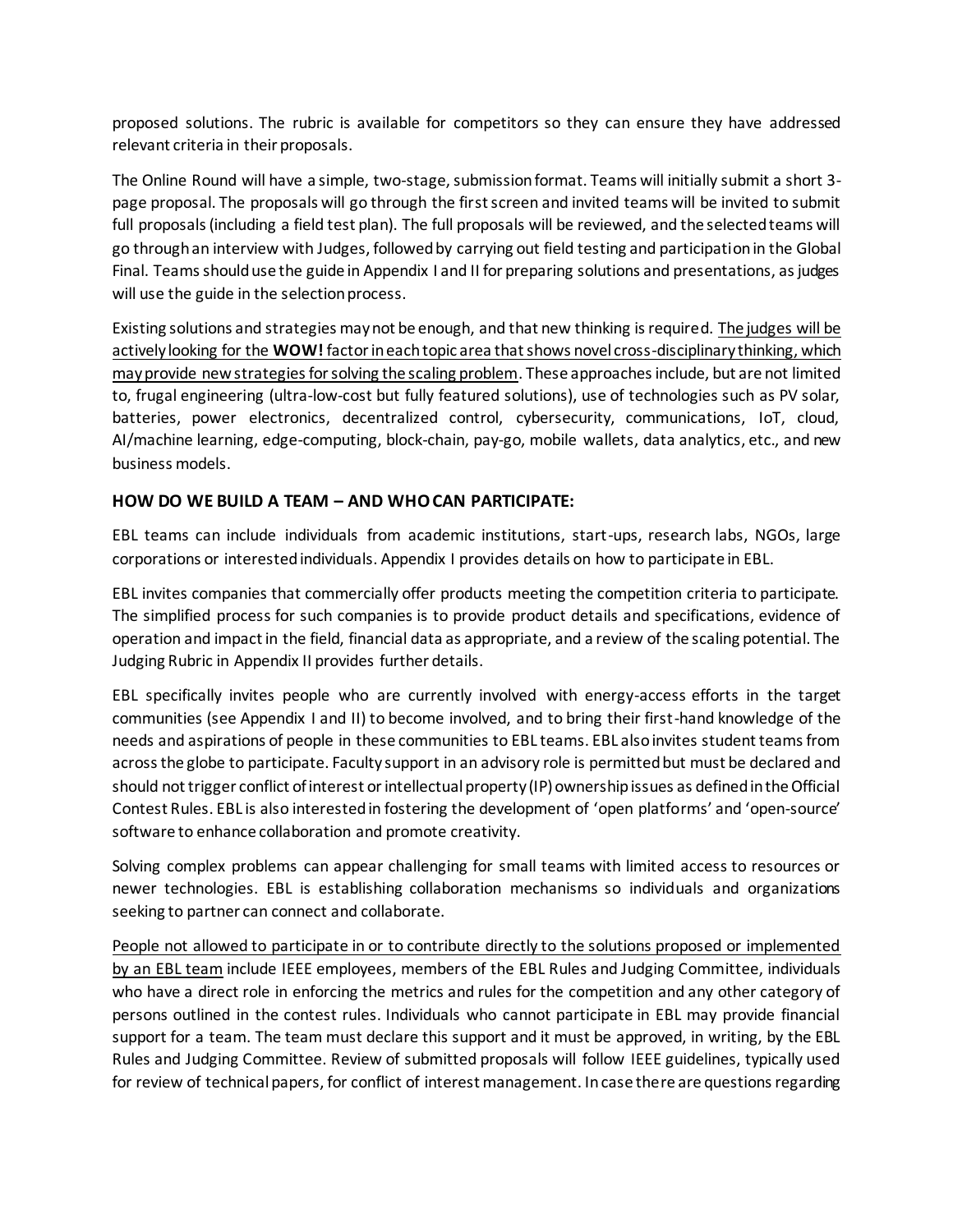proposed solutions. The rubric is available for competitors so they can ensure they have addressed relevant criteria in their proposals.

The Online Round will have a simple, two-stage, submission format. Teams will initially submit a short 3-page proposal. The proposals will go through the first screen and invited teams will be invited to submit full proposals (including a field test plan). The full proposals will be reviewed, and the selected teams will go through an interview with Judges, followed by carrying out field testing and participation in the Global Final. Teams should use the guide in Appendix I and II for preparing solutions and presentations, as judges will use the guide in the selection process.

Existing solutions and strategies may not be enough, and that new thinking is required. <u>The judges will be actively looking for the **WOW!** factor in each topic area that shows novel cross-disciplinary thinking, which may provide new strategies for solving the scaling problem</u>. These approaches include, but are not limited to, frugal engineering (ultra-low-cost but fully featured solutions), use of technologies such as PV solar, batteries, power electronics, decentralized control, cybersecurity, communications, IoT, cloud, AI/machine learning, edge-computing, block-chain, pay-go, mobile wallets, data analytics, etc., and new business models.

### HOW DO WE BUILD A TEAM – AND WHO CAN PARTICIPATE:

EBL teams can include individuals from academic institutions, start-ups, research labs, NGOs, large corporations or interested individuals. Appendix I provides details on how to participate in EBL.

EBL invites companies that commercially offer products meeting the competition criteria to participate. The simplified process for such companies is to provide product details and specifications, evidence of operation and impact in the field, financial data as appropriate, and a review of the scaling potential. The Judging Rubric in Appendix II provides further details.

EBL specifically invites people who are currently involved with energy-access efforts in the target communities (see Appendix I and II) to become involved, and to bring their first-hand knowledge of the needs and aspirations of people in these communities to EBL teams. EBL also invites student teams from across the globe to participate. Faculty support in an advisory role is permitted but must be declared and should not trigger conflict of interest or intellectual property (IP) ownership issues as defined in the Official Contest Rules. EBL is also interested in fostering the development of 'open platforms' and 'open-source' software to enhance collaboration and promote creativity.

Solving complex problems can appear challenging for small teams with limited access to resources or newer technologies. EBL is establishing collaboration mechanisms so individuals and organizations seeking to partner can connect and collaborate.

<u>People not allowed to participate in or to contribute directly to the solutions proposed or implemented by an EBL team</u> include IEEE employees, members of the EBL Rules and Judging Committee, individuals who have a direct role in enforcing the metrics and rules for the competition and any other category of persons outlined in the contest rules. Individuals who cannot participate in EBL may provide financial support for a team. The team must declare this support and it must be approved, in writing, by the EBL Rules and Judging Committee. Review of submitted proposals will follow IEEE guidelines, typically used for review of technical papers, for conflict of interest management. In case there are questions regarding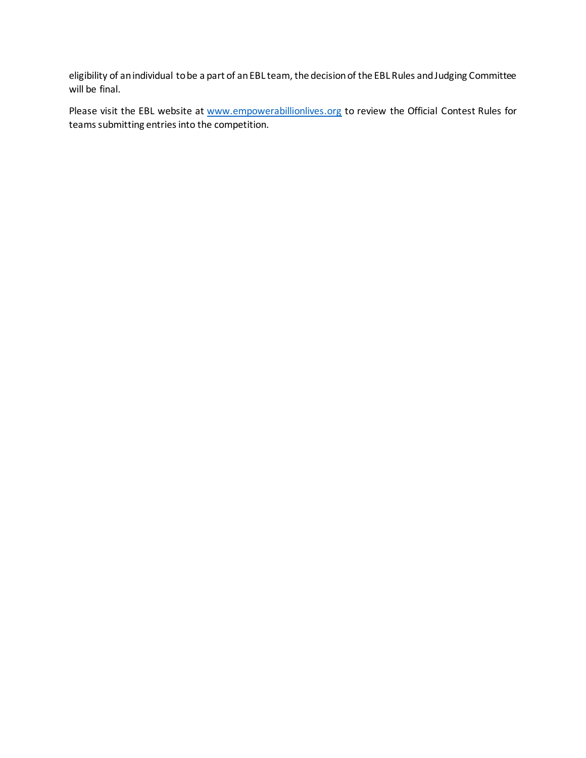eligibility of an individual to be a part of an EBL team, the decision of the EBL Rules and Judging Committee will be final.

Please visit the EBL website at [www.empowerabillionlives.org](http://www.empowerabillionlives.org) to review the Official Contest Rules for teams submitting entries into the competition.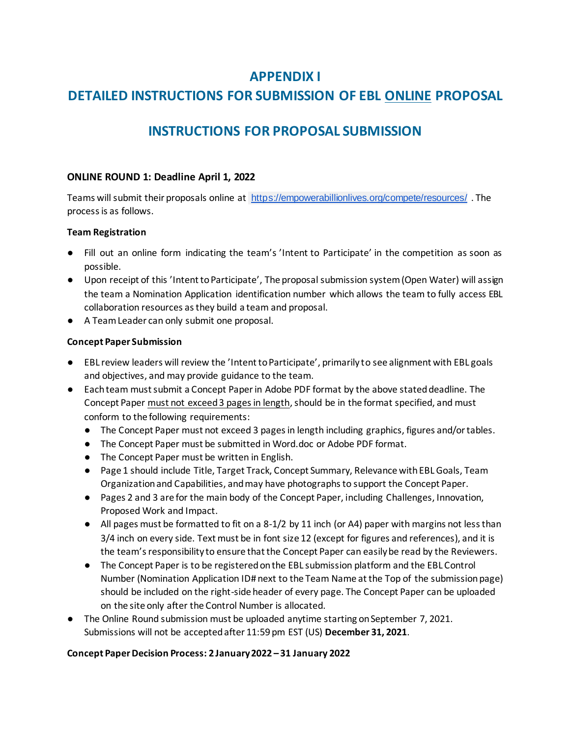# APPENDIX I

# DETAILED INSTRUCTIONS FOR SUBMISSION OF EBL ONLINE PROPOSAL

# INSTRUCTIONS FOR PROPOSAL SUBMISSION

### ONLINE ROUND 1: Deadline April 1, 2022

Teams will submit their proposals online at https://empowerabillionlives.org/compete/resources/ . The process is as follows.

**Team Registration**

- Fill out an online form indicating the team's 'Intent to Participate' in the competition as soon as possible.
- Upon receipt of this 'Intent to Participate', The proposal submission system (Open Water) will assign the team a Nomination Application identification number which allows the team to fully access EBL collaboration resources as they build a team and proposal.
- A Team Leader can only submit one proposal.

**Concept Paper Submission**

- EBL review leaders will review the 'Intent to Participate', primarily to see alignment with EBL goals and objectives, and may provide guidance to the team.
- Each team must submit a Concept Paper in Adobe PDF format by the above stated deadline. The Concept Paper must not exceed 3 pages in length, should be in the format specified, and must conform to the following requirements:
  - The Concept Paper must not exceed 3 pages in length including graphics, figures and/or tables.
  - The Concept Paper must be submitted in Word.doc or Adobe PDF format.
  - The Concept Paper must be written in English.
  - Page 1 should include Title, Target Track, Concept Summary, Relevance with EBL Goals, Team Organization and Capabilities, and may have photographs to support the Concept Paper.
  - Pages 2 and 3 are for the main body of the Concept Paper, including Challenges, Innovation, Proposed Work and Impact.
  - All pages must be formatted to fit on a 8-1/2 by 11 inch (or A4) paper with margins not less than 3/4 inch on every side. Text must be in font size 12 (except for figures and references), and it is the team's responsibility to ensure that the Concept Paper can easily be read by the Reviewers.
  - The Concept Paper is to be registered on the EBL submission platform and the EBL Control Number (Nomination Application ID# next to the Team Name at the Top of the submission page) should be included on the right-side header of every page. The Concept Paper can be uploaded on the site only after the Control Number is allocated.
- The Online Round submission must be uploaded anytime starting on September 7, 2021. Submissions will not be accepted after 11:59 pm EST (US) **December 31, 2021**.

**Concept Paper Decision Process: 2 January 2022 – 31 January 2022**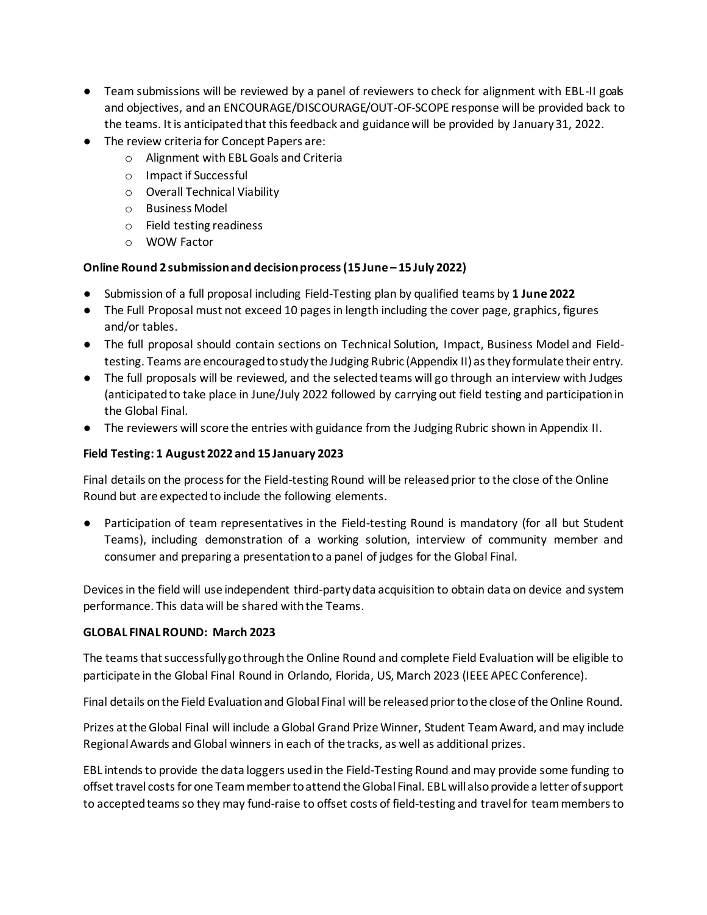- Team submissions will be reviewed by a panel of reviewers to check for alignment with EBL-II goals and objectives, and an ENCOURAGE/DISCOURAGE/OUT-OF-SCOPE response will be provided back to the teams. It is anticipated that this feedback and guidance will be provided by January 31, 2022.
- The review criteria for Concept Papers are:
  - Alignment with EBL Goals and Criteria
  - Impact if Successful
  - Overall Technical Viability
  - Business Model
  - Field testing readiness
  - WOW Factor

**Online Round 2 submission and decision process (15 June – 15 July 2022)**

- Submission of a full proposal including Field-Testing plan by qualified teams by **1 June 2022**
- The Full Proposal must not exceed 10 pages in length including the cover page, graphics, figures and/or tables.
- The full proposal should contain sections on Technical Solution, Impact, Business Model and Field-testing. Teams are encouraged to study the Judging Rubric (Appendix II) as they formulate their entry.
- The full proposals will be reviewed, and the selected teams will go through an interview with Judges (anticipated to take place in June/July 2022 followed by carrying out field testing and participation in the Global Final.
- The reviewers will score the entries with guidance from the Judging Rubric shown in Appendix II.

**Field Testing: 1 August 2022 and 15 January 2023**

Final details on the process for the Field-testing Round will be released prior to the close of the Online Round but are expected to include the following elements.

- Participation of team representatives in the Field-testing Round is mandatory (for all but Student Teams), including demonstration of a working solution, interview of community member and consumer and preparing a presentation to a panel of judges for the Global Final.

Devices in the field will use independent third-party data acquisition to obtain data on device and system performance. This data will be shared with the Teams.

**GLOBAL FINAL ROUND: March 2023**

The teams that successfully go through the Online Round and complete Field Evaluation will be eligible to participate in the Global Final Round in Orlando, Florida, US, March 2023 (IEEE APEC Conference).

Final details on the Field Evaluation and Global Final will be released prior to the close of the Online Round.

Prizes at the Global Final will include a Global Grand Prize Winner, Student Team Award, and may include Regional Awards and Global winners in each of the tracks, as well as additional prizes.

EBL intends to provide the data loggers used in the Field-Testing Round and may provide some funding to offset travel costs for one Team member to attend the Global Final. EBL will also provide a letter of support to accepted teams so they may fund-raise to offset costs of field-testing and travel for team members to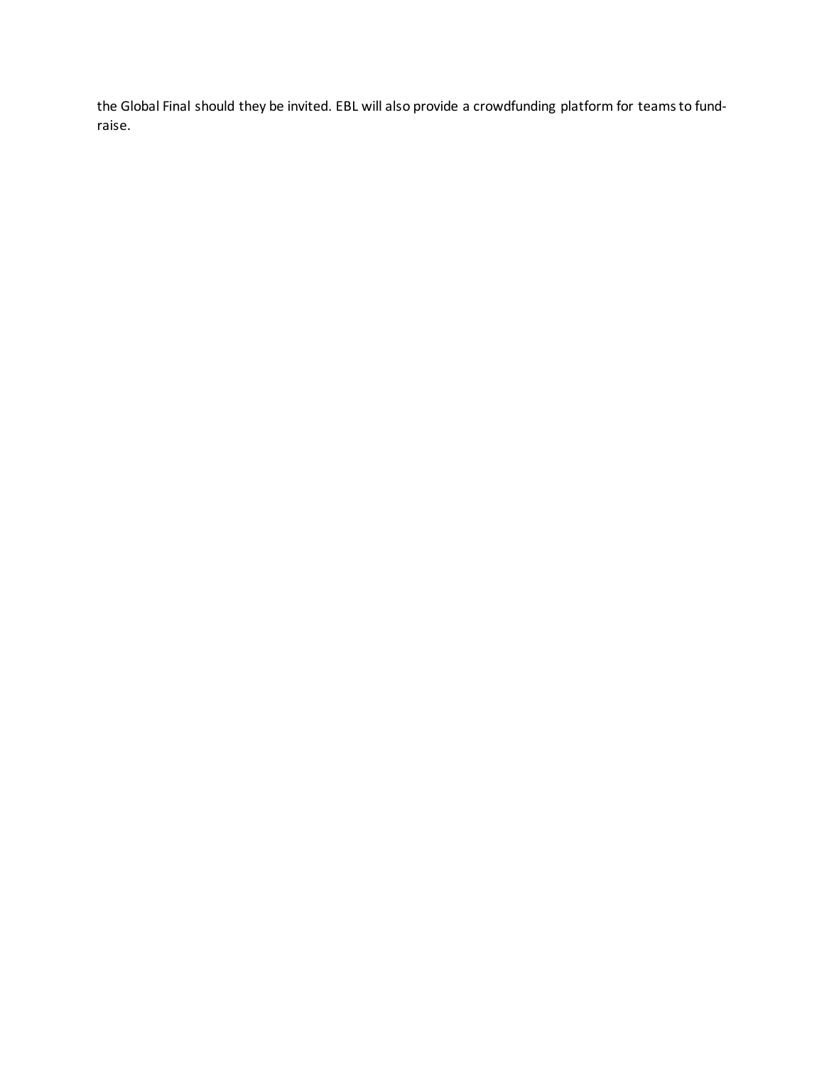the Global Final should they be invited. EBL will also provide a crowdfunding platform for teams to fund-raise.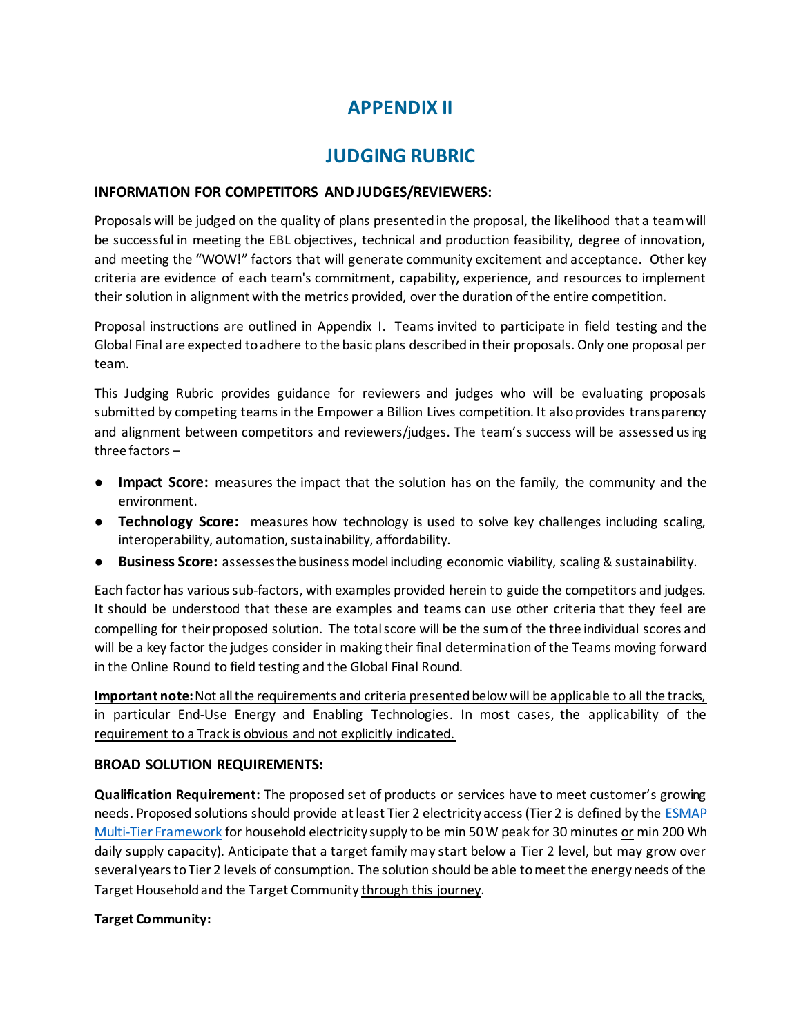# APPENDIX II

# JUDGING RUBRIC

### INFORMATION FOR COMPETITORS AND JUDGES/REVIEWERS:

Proposals will be judged on the quality of plans presented in the proposal, the likelihood that a team will be successful in meeting the EBL objectives, technical and production feasibility, degree of innovation, and meeting the "WOW!" factors that will generate community excitement and acceptance. Other key criteria are evidence of each team's commitment, capability, experience, and resources to implement their solution in alignment with the metrics provided, over the duration of the entire competition.

Proposal instructions are outlined in Appendix I. Teams invited to participate in field testing and the Global Final are expected to adhere to the basic plans described in their proposals. Only one proposal per team.

This Judging Rubric provides guidance for reviewers and judges who will be evaluating proposals submitted by competing teams in the Empower a Billion Lives competition. It also provides transparency and alignment between competitors and reviewers/judges. The team's success will be assessed using three factors –

- **Impact Score:** measures the impact that the solution has on the family, the community and the environment.
- **Technology Score:** measures how technology is used to solve key challenges including scaling, interoperability, automation, sustainability, affordability.
- **Business Score:** assesses the business model including economic viability, scaling & sustainability.

Each factor has various sub-factors, with examples provided herein to guide the competitors and judges. It should be understood that these are examples and teams can use other criteria that they feel are compelling for their proposed solution. The total score will be the sum of the three individual scores and will be a key factor the judges consider in making their final determination of the Teams moving forward in the Online Round to field testing and the Global Final Round.

**Important note:** Not all the requirements and criteria presented below will be applicable to all the tracks, in particular End-Use Energy and Enabling Technologies. In most cases, the applicability of the requirement to a Track is obvious and not explicitly indicated.

### BROAD SOLUTION REQUIREMENTS:

**Qualification Requirement:** The proposed set of products or services have to meet customer's growing needs. Proposed solutions should provide at least Tier 2 electricity access (Tier 2 is defined by the ESMAP Multi-Tier Framework for household electricity supply to be min 50 W peak for 30 minutes or min 200 Wh daily supply capacity). Anticipate that a target family may start below a Tier 2 level, but may grow over several years to Tier 2 levels of consumption. The solution should be able to meet the energy needs of the Target Household and the Target Community through this journey.

**Target Community:**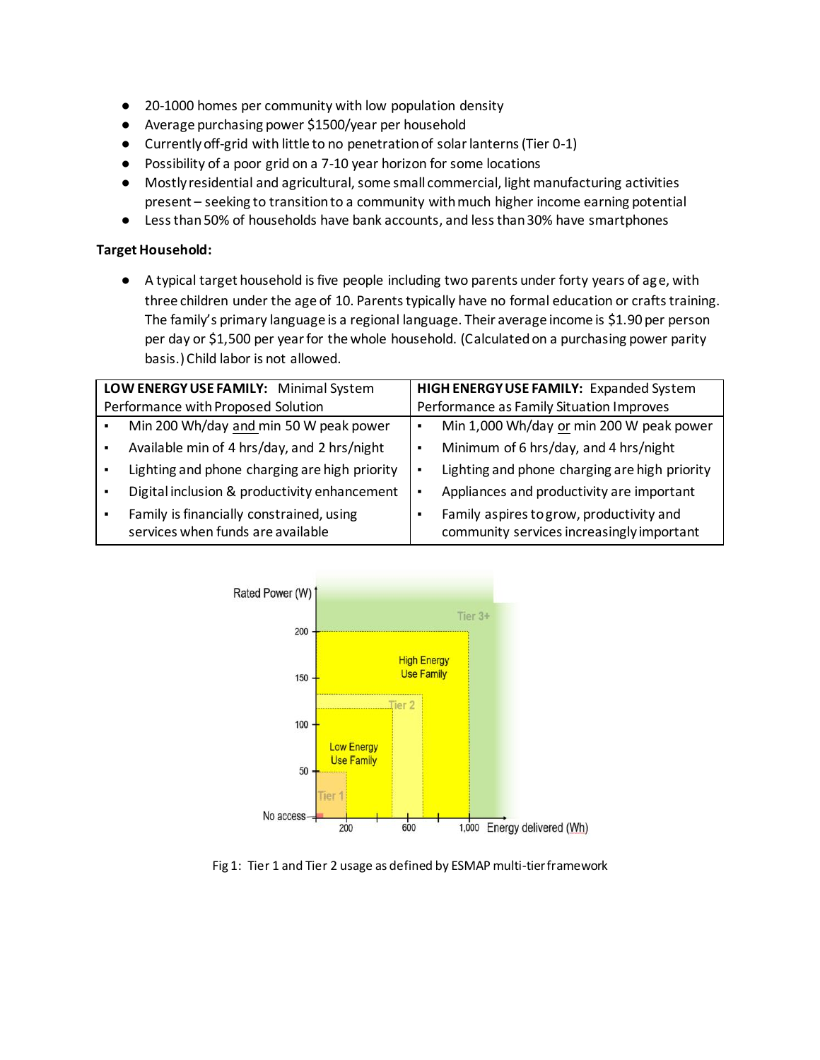- 20-1000 homes per community with low population density
- Average purchasing power $1500/year per household
- Currently off-grid with little to no penetration of solar lanterns (Tier 0-1)
- Possibility of a poor grid on a 7-10 year horizon for some locations
- Mostly residential and agricultural, some small commercial, light manufacturing activities present – seeking to transition to a community with much higher income earning potential
- Less than 50% of households have bank accounts, and less than 30% have smartphones

**Target Household:**

- A typical target household is five people including two parents under forty years of age, with three children under the age of 10. Parents typically have no formal education or crafts training. The family's primary language is a regional language. Their average income is $1.90 per person per day or $1,500 per year for the whole household. (Calculated on a purchasing power parity basis.) Child labor is not allowed.

| **LOW ENERGY USE FAMILY:** Minimal System Performance with Proposed Solution | **HIGH ENERGY USE FAMILY:** Expanded System Performance as Family Situation Improves |
|---|---|
| ▪ Min 200 Wh/day and min 50 W peak power | ▪ Min 1,000 Wh/day or min 200 W peak power |
| ▪ Available min of 4 hrs/day, and 2 hrs/night | ▪ Minimum of 6 hrs/day, and 4 hrs/night |
| ▪ Lighting and phone charging are high priority | ▪ Lighting and phone charging are high priority |
| ▪ Digital inclusion & productivity enhancement | ▪ Appliances and productivity are important |
| ▪ Family is financially constrained, using services when funds are available | ▪ Family aspires to grow, productivity and community services increasingly important |

Rated Power (W)
200
150
100
50
No access
200
600
1,000
Energy delivered (Wh)
Tier 3+
High Energy Use Family
Tier 2
Low Energy Use Family
Tier 1

Fig 1: Tier 1 and Tier 2 usage as defined by ESMAP multi-tier framework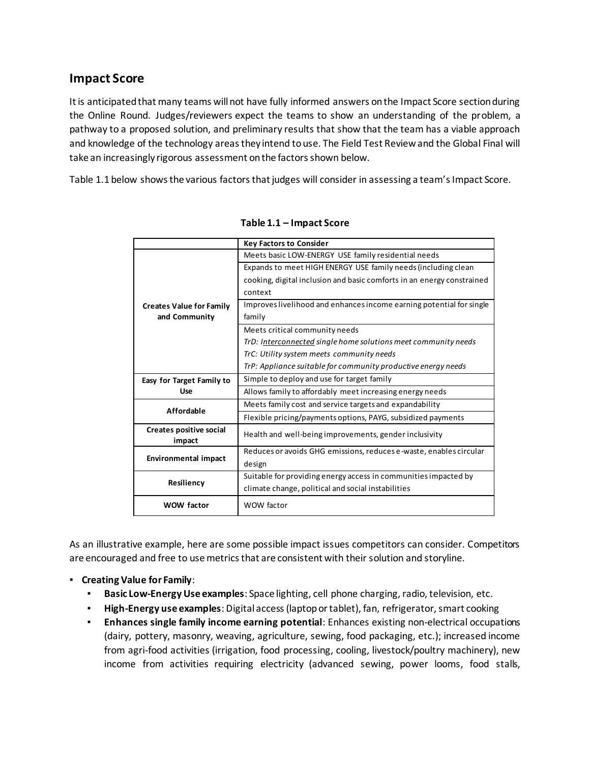## Impact Score

It is anticipated that many teams will not have fully informed answers on the Impact Score section during the Online Round. Judges/reviewers expect the teams to show an understanding of the problem, a pathway to a proposed solution, and preliminary results that show that the team has a viable approach and knowledge of the technology areas they intend to use. The Field Test Review and the Global Final will take an increasingly rigorous assessment on the factors shown below.

Table 1.1 below shows the various factors that judges will consider in assessing a team's Impact Score.

**Table 1.1 – Impact Score**

| | **Key Factors to Consider** |
|---|---|
| **Creates Value for Family and Community** | Meets basic LOW-ENERGY USE family residential needs |
| | Expands to meet HIGH ENERGY USE family needs (including clean cooking, digital inclusion and basic comforts in an energy constrained context |
| | Improves livelihood and enhances income earning potential for single family |
| | Meets critical community needs<br>*TrD: Interconnected single home solutions meet community needs*<br>*TrC: Utility system meets community needs*<br>*TrP: Appliance suitable for community productive energy needs* |
| **Easy for Target Family to Use** | Simple to deploy and use for target family |
| | Allows family to affordably meet increasing energy needs |
| **Affordable** | Meets family cost and service targets and expandability |
| | Flexible pricing/payments options, PAYG, subsidized payments |
| **Creates positive social impact** | Health and well-being improvements, gender inclusivity |
| **Environmental impact** | Reduces or avoids GHG emissions, reduces e-waste, enables circular design |
| **Resiliency** | Suitable for providing energy access in communities impacted by climate change, political and social instabilities |
| **WOW factor** | WOW factor |

As an illustrative example, here are some possible impact issues competitors can consider. Competitors are encouraged and free to use metrics that are consistent with their solution and storyline.

- **Creating Value for Family**:
  - **Basic Low-Energy Use examples**: Space lighting, cell phone charging, radio, television, etc.
  - **High-Energy use examples**: Digital access (laptop or tablet), fan, refrigerator, smart cooking
  - **Enhances single family income earning potential**: Enhances existing non-electrical occupations (dairy, pottery, masonry, weaving, agriculture, sewing, food packaging, etc.); increased income from agri-food activities (irrigation, food processing, cooling, livestock/poultry machinery), new income from activities requiring electricity (advanced sewing, power looms, food stalls,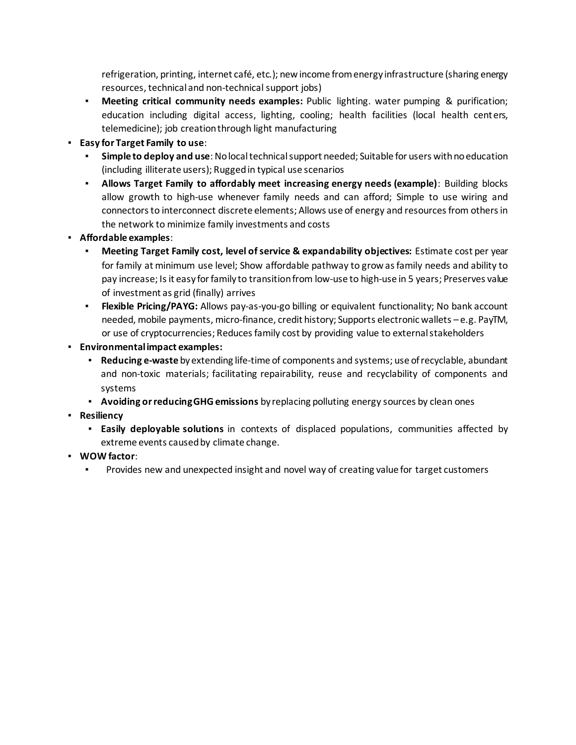refrigeration, printing, internet café, etc.); new income from energy infrastructure (sharing energy resources, technical and non-technical support jobs)
  - **Meeting critical community needs examples:** Public lighting. water pumping & purification; education including digital access, lighting, cooling; health facilities (local health centers, telemedicine); job creation through light manufacturing
- **Easy for Target Family to use**:
  - **Simple to deploy and use**: No local technical support needed; Suitable for users with no education (including illiterate users); Rugged in typical use scenarios
  - **Allows Target Family to affordably meet increasing energy needs (example)**: Building blocks allow growth to high-use whenever family needs and can afford; Simple to use wiring and connectors to interconnect discrete elements; Allows use of energy and resources from others in the network to minimize family investments and costs
- **Affordable examples**:
  - **Meeting Target Family cost, level of service & expandability objectives:** Estimate cost per year for family at minimum use level; Show affordable pathway to grow as family needs and ability to pay increase; Is it easy for family to transition from low-use to high-use in 5 years; Preserves value of investment as grid (finally) arrives
  - **Flexible Pricing/PAYG:** Allows pay-as-you-go billing or equivalent functionality; No bank account needed, mobile payments, micro-finance, credit history; Supports electronic wallets – e.g. PayTM, or use of cryptocurrencies; Reduces family cost by providing value to external stakeholders
- **Environmental impact examples:**
  - **Reducing e-waste** by extending life-time of components and systems; use of recyclable, abundant and non-toxic materials; facilitating repairability, reuse and recyclability of components and systems
  - **Avoiding or reducing GHG emissions** by replacing polluting energy sources by clean ones
- **Resiliency**
  - **Easily deployable solutions** in contexts of displaced populations, communities affected by extreme events caused by climate change.
- **WOW factor**:
  - Provides new and unexpected insight and novel way of creating value for target customers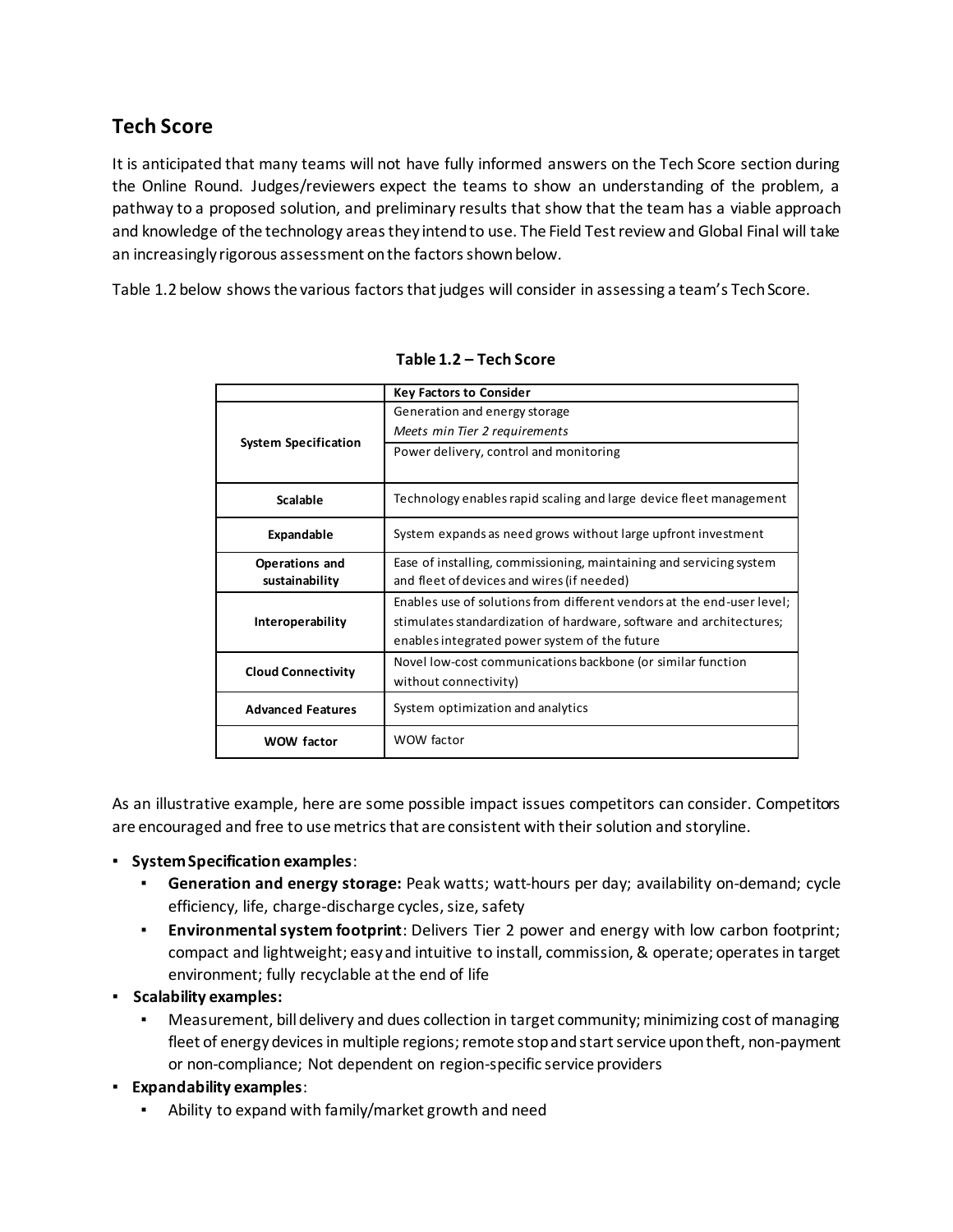## Tech Score

It is anticipated that many teams will not have fully informed answers on the Tech Score section during the Online Round. Judges/reviewers expect the teams to show an understanding of the problem, a pathway to a proposed solution, and preliminary results that show that the team has a viable approach and knowledge of the technology areas they intend to use. The Field Test review and Global Final will take an increasingly rigorous assessment on the factors shown below.

Table 1.2 below shows the various factors that judges will consider in assessing a team's Tech Score.

**Table 1.2 – Tech Score**

| | **Key Factors to Consider** |
|---|---|
| **System Specification** | Generation and energy storage<br>*Meets min Tier 2 requirements* |
| | Power delivery, control and monitoring |
| **Scalable** | Technology enables rapid scaling and large device fleet management |
| **Expandable** | System expands as need grows without large upfront investment |
| **Operations and sustainability** | Ease of installing, commissioning, maintaining and servicing system and fleet of devices and wires (if needed) |
| **Interoperability** | Enables use of solutions from different vendors at the end-user level; stimulates standardization of hardware, software and architectures; enables integrated power system of the future |
| **Cloud Connectivity** | Novel low-cost communications backbone (or similar function without connectivity) |
| **Advanced Features** | System optimization and analytics |
| **WOW factor** | WOW factor |

As an illustrative example, here are some possible impact issues competitors can consider. Competitors are encouraged and free to use metrics that are consistent with their solution and storyline.

- **System Specification examples**:
  - **Generation and energy storage:** Peak watts; watt-hours per day; availability on-demand; cycle efficiency, life, charge-discharge cycles, size, safety
  - **Environmental system footprint**: Delivers Tier 2 power and energy with low carbon footprint; compact and lightweight; easy and intuitive to install, commission, & operate; operates in target environment; fully recyclable at the end of life
- **Scalability examples:**
  - Measurement, bill delivery and dues collection in target community; minimizing cost of managing fleet of energy devices in multiple regions; remote stop and start service upon theft, non-payment or non-compliance; Not dependent on region-specific service providers
- **Expandability examples**:
  - Ability to expand with family/market growth and need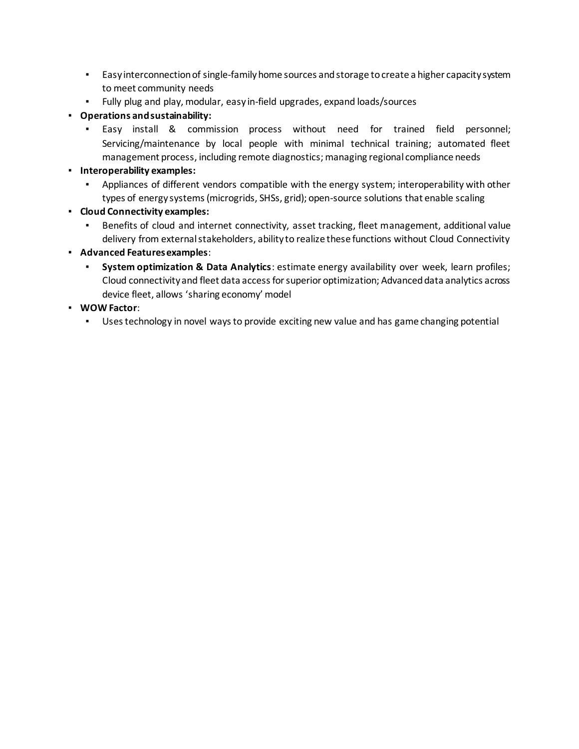- Easy interconnection of single-family home sources and storage to create a higher capacity system to meet community needs
  - Fully plug and play, modular, easy in-field upgrades, expand loads/sources
- **Operations and sustainability:**
  - Easy install & commission process without need for trained field personnel; Servicing/maintenance by local people with minimal technical training; automated fleet management process, including remote diagnostics; managing regional compliance needs
- **Interoperability examples:**
  - Appliances of different vendors compatible with the energy system; interoperability with other types of energy systems (microgrids, SHSs, grid); open-source solutions that enable scaling
- **Cloud Connectivity examples:**
  - Benefits of cloud and internet connectivity, asset tracking, fleet management, additional value delivery from external stakeholders, ability to realize these functions without Cloud Connectivity
- **Advanced Features examples**:
  - **System optimization & Data Analytics**: estimate energy availability over week, learn profiles; Cloud connectivity and fleet data access for superior optimization; Advanced data analytics across device fleet, allows 'sharing economy' model
- **WOW Factor**:
  - Uses technology in novel ways to provide exciting new value and has game changing potential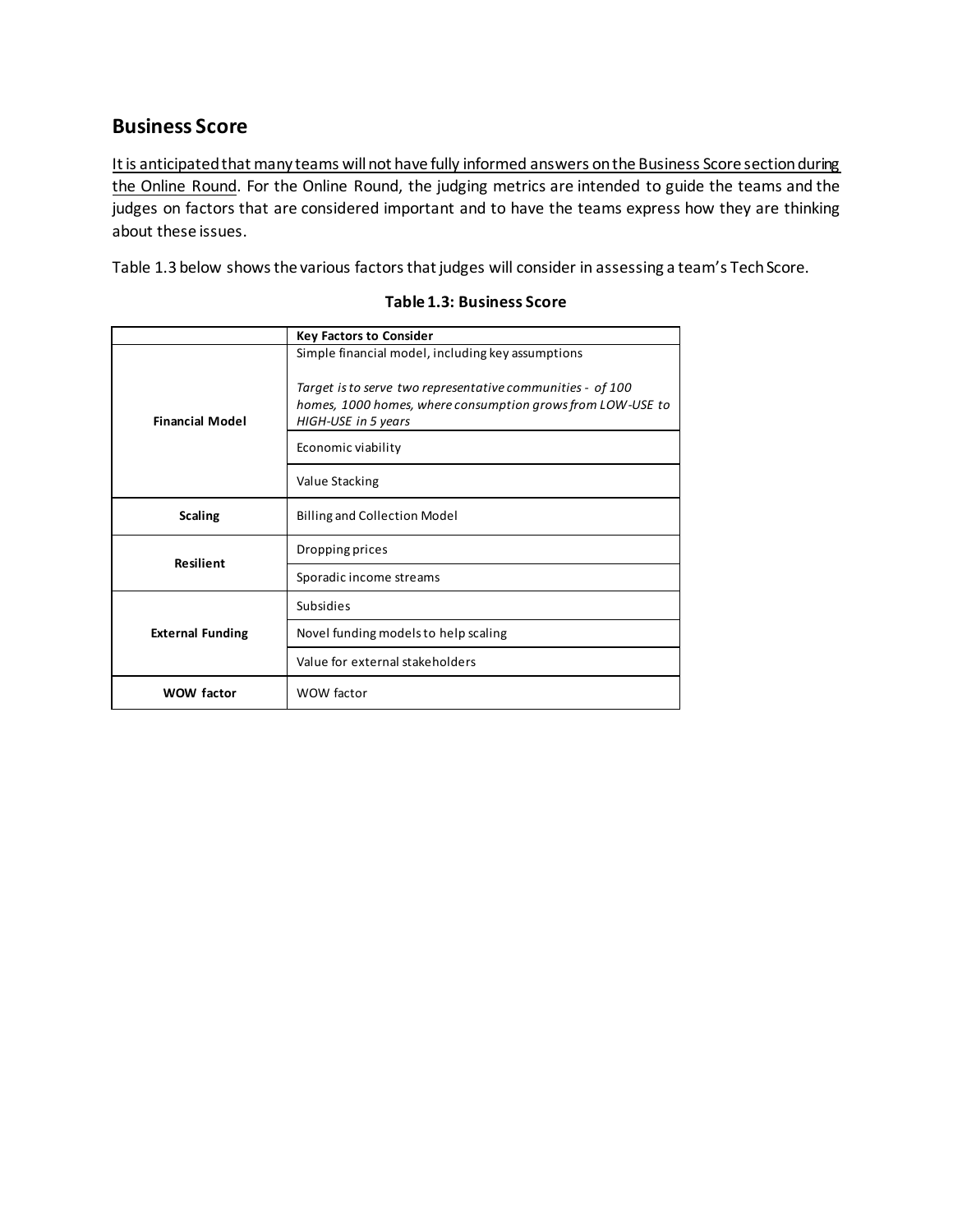## Business Score

It is anticipated that many teams will not have fully informed answers on the Business Score section during the Online Round. For the Online Round, the judging metrics are intended to guide the teams and the judges on factors that are considered important and to have the teams express how they are thinking about these issues.

Table 1.3 below shows the various factors that judges will consider in assessing a team's Tech Score.

**Table 1.3: Business Score**

| | Key Factors to Consider |
|---|---|
| **Financial Model** | Simple financial model, including key assumptions<br><br>*Target is to serve two representative communities - of 100 homes, 1000 homes, where consumption grows from LOW-USE to HIGH-USE in 5 years* |
| | Economic viability |
| | Value Stacking |
| **Scaling** | Billing and Collection Model |
| **Resilient** | Dropping prices |
| | Sporadic income streams |
| **External Funding** | Subsidies |
| | Novel funding models to help scaling |
| | Value for external stakeholders |
| **WOW factor** | WOW factor |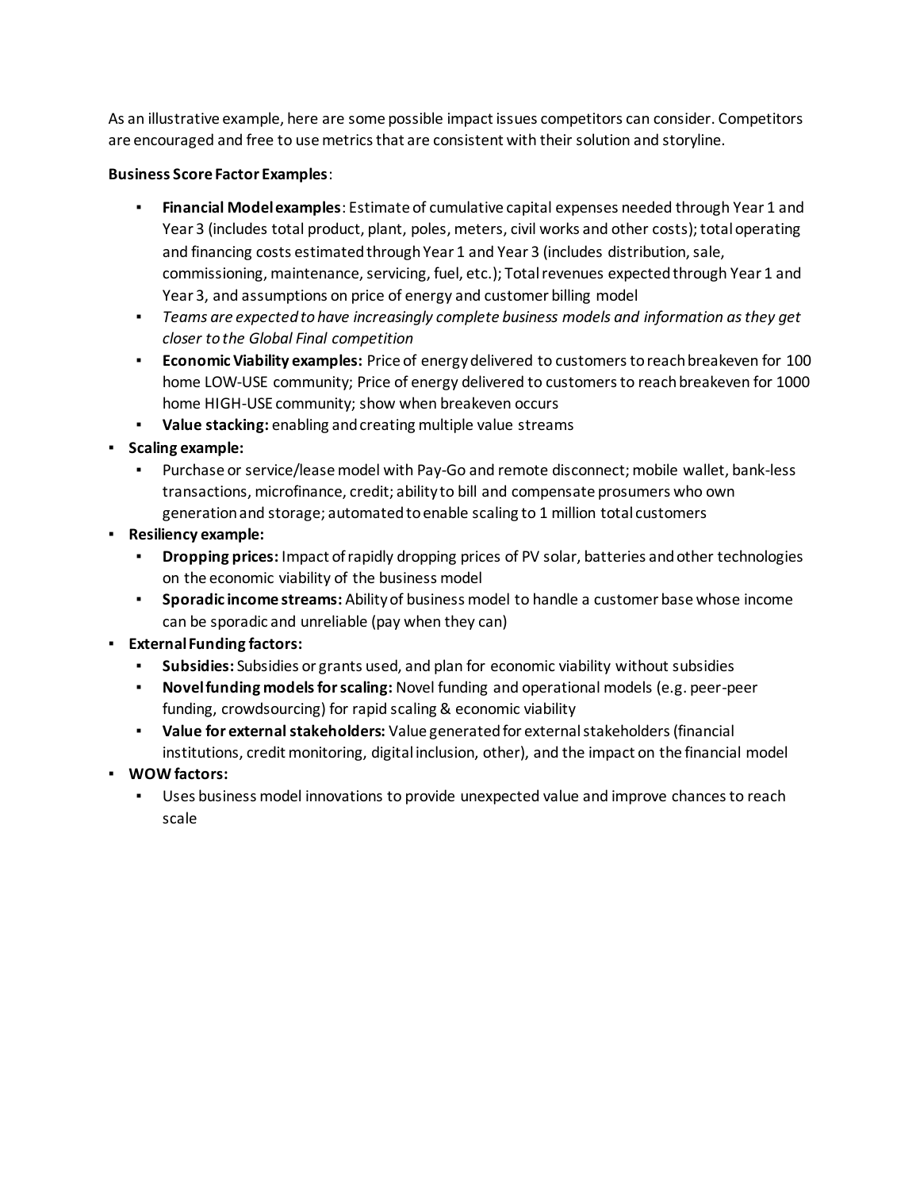As an illustrative example, here are some possible impact issues competitors can consider. Competitors are encouraged and free to use metrics that are consistent with their solution and storyline.

**Business Score Factor Examples**:

- **Financial Model examples**: Estimate of cumulative capital expenses needed through Year 1 and Year 3 (includes total product, plant, poles, meters, civil works and other costs); total operating and financing costs estimated through Year 1 and Year 3 (includes distribution, sale, commissioning, maintenance, servicing, fuel, etc.); Total revenues expected through Year 1 and Year 3, and assumptions on price of energy and customer billing model
- *Teams are expected to have increasingly complete business models and information as they get closer to the Global Final competition*
- **Economic Viability examples:** Price of energy delivered to customers to reach breakeven for 100 home LOW-USE community; Price of energy delivered to customers to reach breakeven for 1000 home HIGH-USE community; show when breakeven occurs
- **Value stacking:** enabling and creating multiple value streams

- **Scaling example:**
  - Purchase or service/lease model with Pay-Go and remote disconnect; mobile wallet, bank-less transactions, microfinance, credit; ability to bill and compensate prosumers who own generation and storage; automated to enable scaling to 1 million total customers
- **Resiliency example:**
  - **Dropping prices:** Impact of rapidly dropping prices of PV solar, batteries and other technologies on the economic viability of the business model
  - **Sporadic income streams:** Ability of business model to handle a customer base whose income can be sporadic and unreliable (pay when they can)
- **External Funding factors:**
  - **Subsidies:** Subsidies or grants used, and plan for economic viability without subsidies
  - **Novel funding models for scaling:** Novel funding and operational models (e.g. peer-peer funding, crowdsourcing) for rapid scaling & economic viability
  - **Value for external stakeholders:** Value generated for external stakeholders (financial institutions, credit monitoring, digital inclusion, other), and the impact on the financial model
- **WOW factors:**
  - Uses business model innovations to provide unexpected value and improve chances to reach scale